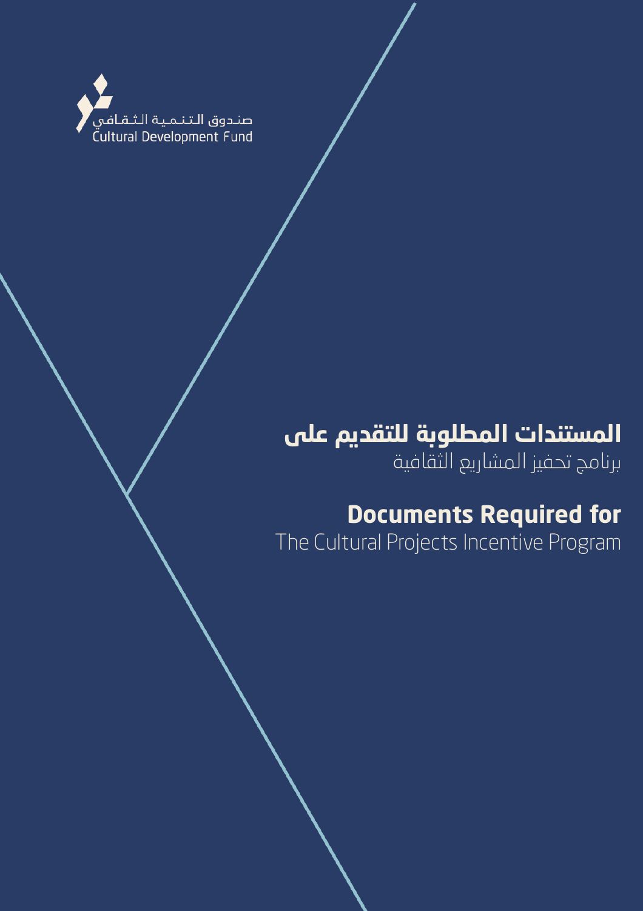صندوق التنمية الثقافي
Cultural Development Fund

# المستندات المطلوبة للتقديم على
برنامج تحفيز المشاريع الثقافية

# Documents Required for
The Cultural Projects Incentive Program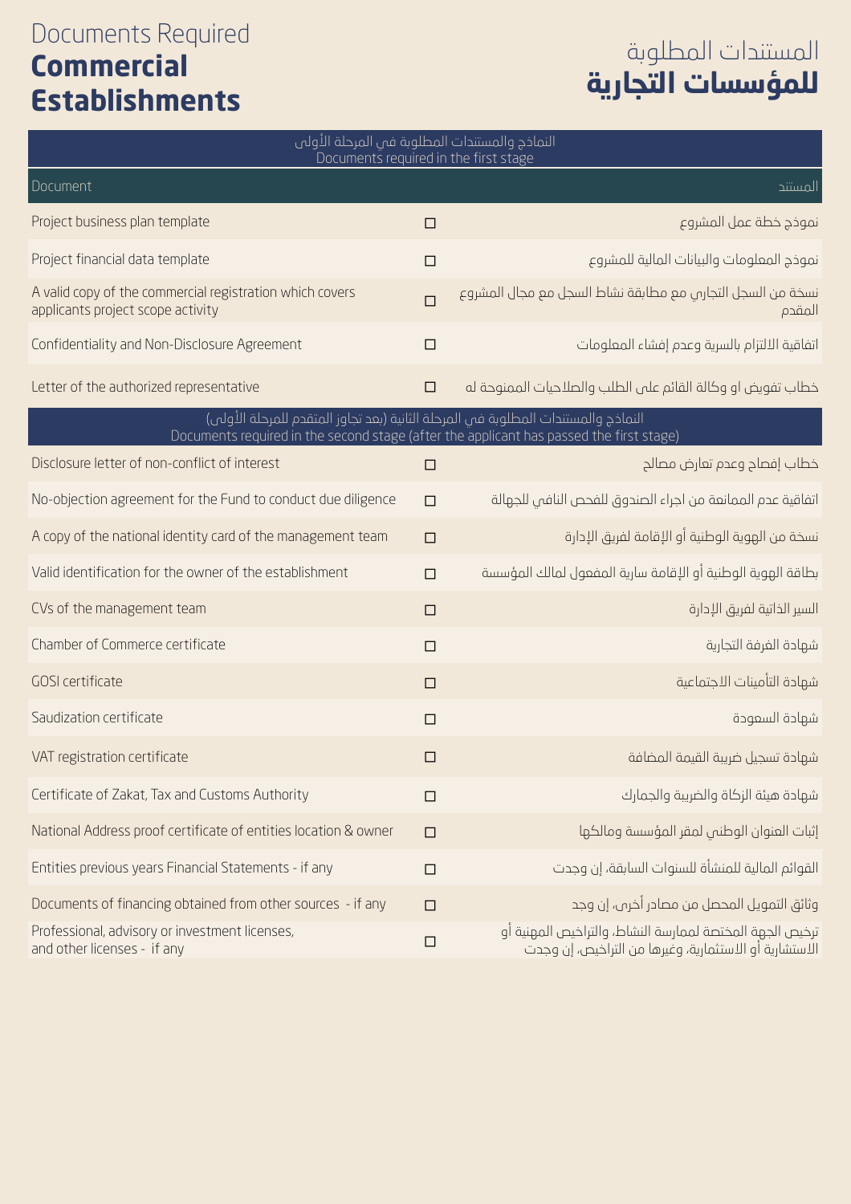# Documents Required **Commercial Establishments**

# المستندات المطلوبة **للمؤسسات التجارية**

| Document | | المستند |
|---|---|---|
| **النماذج والمستندات المطلوبة في المرحلة الأولى / Documents required in the first stage** | | |
| Project business plan template | ☐ | نموذج خطة عمل المشروع |
| Project financial data template | ☐ | نموذج المعلومات والبيانات المالية للمشروع |
| A valid copy of the commercial registration which covers applicants project scope activity | ☐ | نسخة من السجل التجاري مع مطابقة نشاط السجل مع مجال المشروع المقدم |
| Confidentiality and Non-Disclosure Agreement | ☐ | اتفاقية الالتزام بالسرية وعدم إفشاء المعلومات |
| Letter of the authorized representative | ☐ | خطاب تفويض او وكالة القائم على الطلب والصلاحيات الممنوحة له |
| **النماذج والمستندات المطلوبة في المرحلة الثانية (بعد تجاوز المتقدم للمرحلة الأولى) / Documents required in the second stage (after the applicant has passed the first stage)** | | |
| Disclosure letter of non-conflict of interest | ☐ | خطاب إفصاح وعدم تعارض مصالح |
| No-objection agreement for the Fund to conduct due diligence | ☐ | اتفاقية عدم الممانعة من اجراء الصندوق للفحص النافي للجهالة |
| A copy of the national identity card of the management team | ☐ | نسخة من الهوية الوطنية أو الإقامة لفريق الإدارة |
| Valid identification for the owner of the establishment | ☐ | بطاقة الهوية الوطنية أو الإقامة سارية المفعول لمالك المؤسسة |
| CVs of the management team | ☐ | السير الذاتية لفريق الإدارة |
| Chamber of Commerce certificate | ☐ | شهادة الغرفة التجارية |
| GOSI certificate | ☐ | شهادة التأمينات الاجتماعية |
| Saudization certificate | ☐ | شهادة السعودة |
| VAT registration certificate | ☐ | شهادة تسجيل ضريبة القيمة المضافة |
| Certificate of Zakat, Tax and Customs Authority | ☐ | شهادة هيئة الزكاة والضريبة والجمارك |
| National Address proof certificate of entities location & owner | ☐ | إثبات العنوان الوطني لمقر المؤسسة ومالكها |
| Entities previous years Financial Statements - if any | ☐ | القوائم المالية للمنشأة للسنوات السابقة، إن وجدت |
| Documents of financing obtained from other sources - if any | ☐ | وثائق التمويل المحصل من مصادر أخرى، إن وجد |
| Professional, advisory or investment licenses, and other licenses - if any | ☐ | ترخيص الجهة المختصة لممارسة النشاط، والتراخيص المهنية أو الاستشارية أو الاستثمارية، وغيرها من التراخيص، إن وجدت |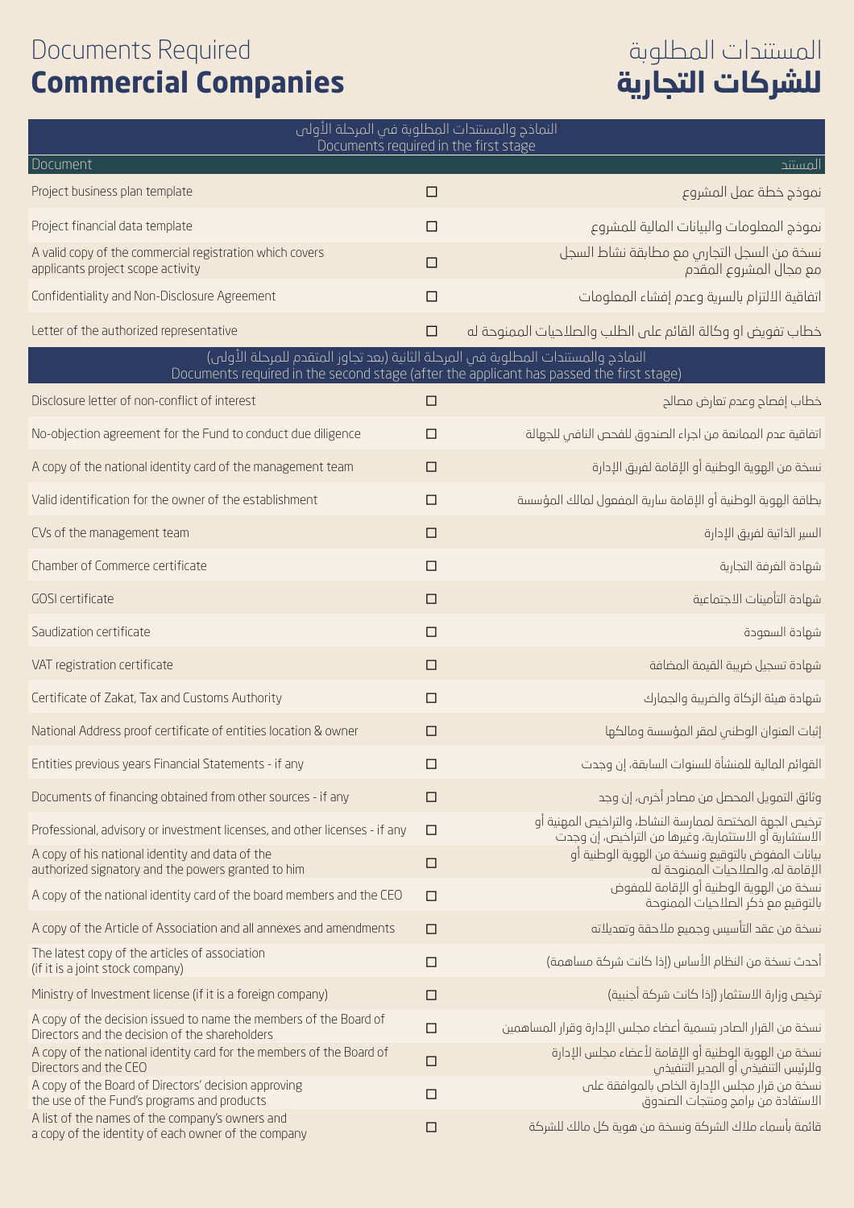# Documents Required
# **Commercial Companies**

# المستندات المطلوبة
# **للشركات التجارية**

| النماذج والمستندات المطلوبة في المرحلة الأولى<br>Documents required in the first stage | | |
|---|---|---|
| Document | | المستند |
| Project business plan template | ☐ | نموذج خطة عمل المشروع |
| Project financial data template | ☐ | نموذج المعلومات والبيانات المالية للمشروع |
| A valid copy of the commercial registration which covers applicants project scope activity | ☐ | نسخة من السجل التجاري مع مطابقة نشاط السجل مع مجال المشروع المقدم |
| Confidentiality and Non-Disclosure Agreement | ☐ | اتفاقية الالتزام بالسرية وعدم إفشاء المعلومات |
| Letter of the authorized representative | ☐ | خطاب تفويض او وكالة القائم على الطلب والصلاحيات الممنوحة له |
| النماذج والمستندات المطلوبة في المرحلة الثانية (بعد تجاوز المتقدم للمرحلة الأولى)<br>Documents required in the second stage (after the applicant has passed the first stage) | | |
| Disclosure letter of non-conflict of interest | ☐ | خطاب إفصاح وعدم تعارض مصالح |
| No-objection agreement for the Fund to conduct due diligence | ☐ | اتفاقية عدم الممانعة من اجراء الصندوق للفحص النافي للجهالة |
| A copy of the national identity card of the management team | ☐ | نسخة من الهوية الوطنية أو الإقامة لفريق الإدارة |
| Valid identification for the owner of the establishment | ☐ | بطاقة الهوية الوطنية أو الإقامة سارية المفعول لمالك المؤسسة |
| CVs of the management team | ☐ | السير الذاتية لفريق الإدارة |
| Chamber of Commerce certificate | ☐ | شهادة الغرفة التجارية |
| GOSI certificate | ☐ | شهادة التأمينات الاجتماعية |
| Saudization certificate | ☐ | شهادة السعودة |
| VAT registration certificate | ☐ | شهادة تسجيل ضريبة القيمة المضافة |
| Certificate of Zakat, Tax and Customs Authority | ☐ | شهادة هيئة الزكاة والضريبة والجمارك |
| National Address proof certificate of entities location & owner | ☐ | إثبات العنوان الوطني لمقر المؤسسة ومالكها |
| Entities previous years Financial Statements - if any | ☐ | القوائم المالية للمنشأة للسنوات السابقة، إن وجدت |
| Documents of financing obtained from other sources - if any | ☐ | وثائق التمويل المحصل من مصادر أخرى، إن وجد |
| Professional, advisory or investment licenses, and other licenses - if any | ☐ | ترخيص الجهة المختصة لممارسة النشاط، والتراخيص المهنية أو الاستشارية أو الاستثمارية، وغيرها من التراخيص، إن وجدت |
| A copy of his national identity and data of the authorized signatory and the powers granted to him | ☐ | بيانات المفوض بالتوقيع ونسخة من الهوية الوطنية أو الإقامة له، والصلاحيات الممنوحة له |
| A copy of the national identity card of the board members and the CEO | ☐ | نسخة من الهوية الوطنية أو الإقامة للمفوض بالتوقيع مع ذكر الصلاحيات الممنوحة |
| A copy of the Article of Association and all annexes and amendments | ☐ | نسخة من عقد التأسيس وجميع ملاحقة وتعديلاته |
| The latest copy of the articles of association (if it is a joint stock company) | ☐ | أحدث نسخة من النظام الأساس (إذا كانت شركة مساهمة) |
| Ministry of Investment license (if it is a foreign company) | ☐ | ترخيص وزارة الاستثمار (إذا كانت شركة أجنبية) |
| A copy of the decision issued to name the members of the Board of Directors and the decision of the shareholders | ☐ | نسخة من القرار الصادر بتسمية أعضاء مجلس الإدارة وقرار المساهمين |
| A copy of the national identity card for the members of the Board of Directors and the CEO | ☐ | نسخة من الهوية الوطنية أو الإقامة لأعضاء مجلس الإدارة وللرئيس التنفيذي أو المدير التنفيذي |
| A copy of the Board of Directors' decision approving the use of the Fund's programs and products | ☐ | نسخة من قرار مجلس الإدارة الخاص بالموافقة على الاستفادة من برامج ومنتجات الصندوق |
| A list of the names of the company's owners and a copy of the identity of each owner of the company | ☐ | قائمة بأسماء ملاك الشركة ونسخة من هوية كل مالك للشركة |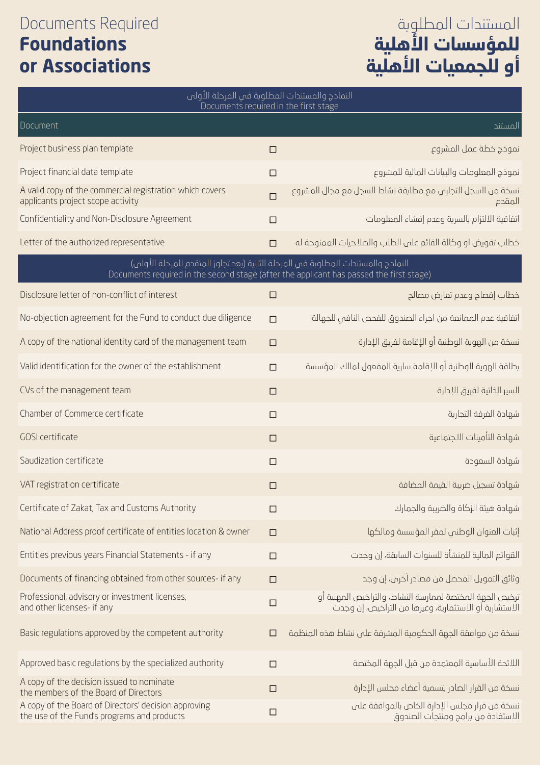# Documents Required **Foundations or Associations**

# المستندات المطلوبة **للمؤسسات الأهلية أو للجمعيات الأهلية**

| Document | | المستند |
|---|---|---|
| **النماذج والمستندات المطلوبة في المرحلة الأولى / Documents required in the first stage** | | |
| Project business plan template | ☐ | نموذج خطة عمل المشروع |
| Project financial data template | ☐ | نموذج المعلومات والبيانات المالية للمشروع |
| A valid copy of the commercial registration which covers applicants project scope activity | ☐ | نسخة من السجل التجاري مع مطابقة نشاط السجل مع مجال المشروع المقدم |
| Confidentiality and Non-Disclosure Agreement | ☐ | اتفاقية الالتزام بالسرية وعدم إفشاء المعلومات |
| Letter of the authorized representative | ☐ | خطاب تفويض او وكالة القائم على الطلب والصلاحيات الممنوحة له |
| **النماذج والمستندات المطلوبة في المرحلة الثانية (بعد تجاوز المتقدم للمرحلة الأولى) / Documents required in the second stage (after the applicant has passed the first stage)** | | |
| Disclosure letter of non-conflict of interest | ☐ | خطاب إفصاح وعدم تعارض مصالح |
| No-objection agreement for the Fund to conduct due diligence | ☐ | اتفاقية عدم الممانعة من اجراء الصندوق للفحص النافي للجهالة |
| A copy of the national identity card of the management team | ☐ | نسخة من الهوية الوطنية أو الإقامة لفريق الإدارة |
| Valid identification for the owner of the establishment | ☐ | بطاقة الهوية الوطنية أو الإقامة سارية المفعول لمالك المؤسسة |
| CVs of the management team | ☐ | السير الذاتية لفريق الإدارة |
| Chamber of Commerce certificate | ☐ | شهادة الغرفة التجارية |
| GOSI certificate | ☐ | شهادة التأمينات الاجتماعية |
| Saudization certificate | ☐ | شهادة السعودة |
| VAT registration certificate | ☐ | شهادة تسجيل ضريبة القيمة المضافة |
| Certificate of Zakat, Tax and Customs Authority | ☐ | شهادة هيئة الزكاة والضريبة والجمارك |
| National Address proof certificate of entities location & owner | ☐ | إثبات العنوان الوطني لمقر المؤسسة ومالكها |
| Entities previous years Financial Statements - if any | ☐ | القوائم المالية للمنشأة للسنوات السابقة، إن وجدت |
| Documents of financing obtained from other sources- if any | ☐ | وثائق التمويل المحصل من مصادر أخرى، إن وجد |
| Professional, advisory or investment licenses, and other licenses- if any | ☐ | ترخيص الجهة المختصة لممارسة النشاط، والتراخيص المهنية أو الاستشارية أو الاستثمارية، وغيرها من التراخيص، إن وجدت |
| Basic regulations approved by the competent authority | ☐ | نسخة من موافقة الجهة الحكومية المشرفة على نشاط هذه المنظمة |
| Approved basic regulations by the specialized authority | ☐ | اللائحة الأساسية المعتمدة من قبل الجهة المختصة |
| A copy of the decision issued to nominate the members of the Board of Directors | ☐ | نسخة من القرار الصادر بتسمية أعضاء مجلس الإدارة |
| A copy of the Board of Directors' decision approving the use of the Fund's programs and products | ☐ | نسخة من قرار مجلس الإدارة الخاص بالموافقة على الاستفادة من برامج ومنتجات الصندوق |